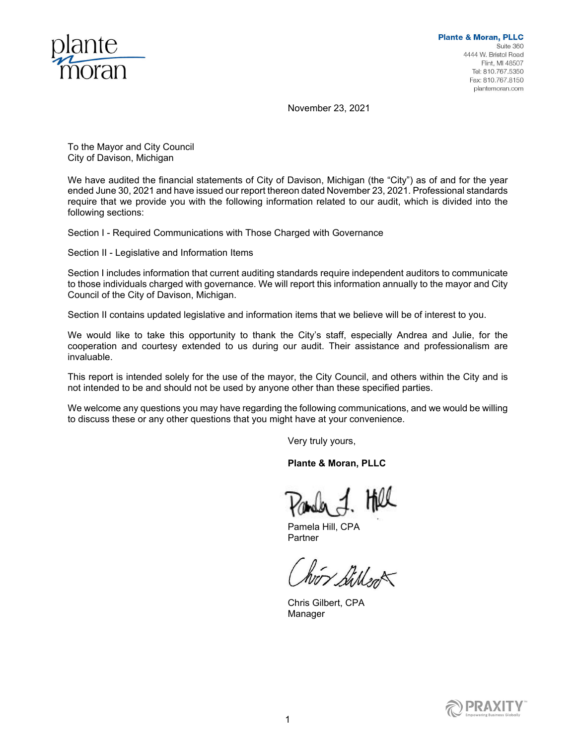**Plante & Moran, PLLC**
Suite 360
4444 W. Bristol Road
Flint, MI 48507
Tel: 810.767.5350
Fax: 810.767.8150
plantemoran.com

November 23, 2021

To the Mayor and City Council
City of Davison, Michigan

We have audited the financial statements of City of Davison, Michigan (the "City") as of and for the year ended June 30, 2021 and have issued our report thereon dated November 23, 2021. Professional standards require that we provide you with the following information related to our audit, which is divided into the following sections:

Section I - Required Communications with Those Charged with Governance

Section II - Legislative and Information Items

Section I includes information that current auditing standards require independent auditors to communicate to those individuals charged with governance. We will report this information annually to the mayor and City Council of the City of Davison, Michigan.

Section II contains updated legislative and information items that we believe will be of interest to you.

We would like to take this opportunity to thank the City's staff, especially Andrea and Julie, for the cooperation and courtesy extended to us during our audit. Their assistance and professionalism are invaluable.

This report is intended solely for the use of the mayor, the City Council, and others within the City and is not intended to be and should not be used by anyone other than these specified parties.

We welcome any questions you may have regarding the following communications, and we would be willing to discuss these or any other questions that you might have at your convenience.

Very truly yours,

**Plante & Moran, PLLC**

Pamela Hill, CPA
Partner

Chris Gilbert, CPA
Manager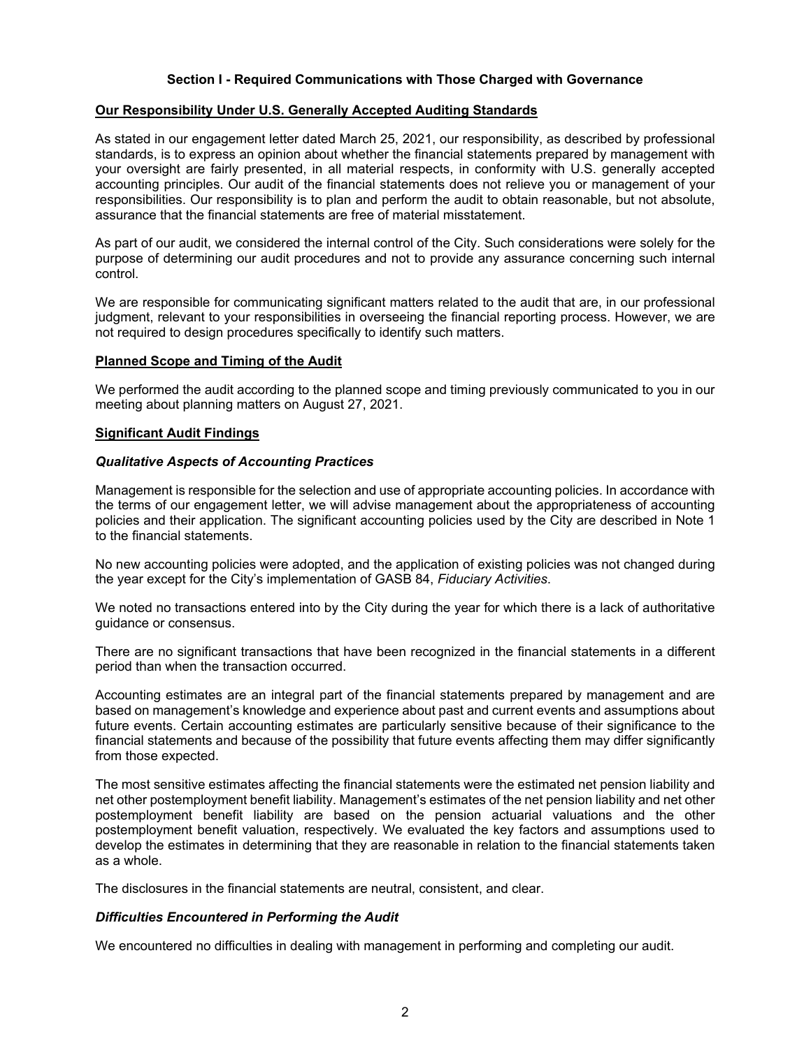## Section I - Required Communications with Those Charged with Governance

### Our Responsibility Under U.S. Generally Accepted Auditing Standards

As stated in our engagement letter dated March 25, 2021, our responsibility, as described by professional standards, is to express an opinion about whether the financial statements prepared by management with your oversight are fairly presented, in all material respects, in conformity with U.S. generally accepted accounting principles. Our audit of the financial statements does not relieve you or management of your responsibilities. Our responsibility is to plan and perform the audit to obtain reasonable, but not absolute, assurance that the financial statements are free of material misstatement.

As part of our audit, we considered the internal control of the City. Such considerations were solely for the purpose of determining our audit procedures and not to provide any assurance concerning such internal control.

We are responsible for communicating significant matters related to the audit that are, in our professional judgment, relevant to your responsibilities in overseeing the financial reporting process. However, we are not required to design procedures specifically to identify such matters.

### Planned Scope and Timing of the Audit

We performed the audit according to the planned scope and timing previously communicated to you in our meeting about planning matters on August 27, 2021.

### Significant Audit Findings

#### *Qualitative Aspects of Accounting Practices*

Management is responsible for the selection and use of appropriate accounting policies. In accordance with the terms of our engagement letter, we will advise management about the appropriateness of accounting policies and their application. The significant accounting policies used by the City are described in Note 1 to the financial statements.

No new accounting policies were adopted, and the application of existing policies was not changed during the year except for the City's implementation of GASB 84, *Fiduciary Activities*.

We noted no transactions entered into by the City during the year for which there is a lack of authoritative guidance or consensus.

There are no significant transactions that have been recognized in the financial statements in a different period than when the transaction occurred.

Accounting estimates are an integral part of the financial statements prepared by management and are based on management's knowledge and experience about past and current events and assumptions about future events. Certain accounting estimates are particularly sensitive because of their significance to the financial statements and because of the possibility that future events affecting them may differ significantly from those expected.

The most sensitive estimates affecting the financial statements were the estimated net pension liability and net other postemployment benefit liability. Management's estimates of the net pension liability and net other postemployment benefit liability are based on the pension actuarial valuations and the other postemployment benefit valuation, respectively. We evaluated the key factors and assumptions used to develop the estimates in determining that they are reasonable in relation to the financial statements taken as a whole.

The disclosures in the financial statements are neutral, consistent, and clear.

#### *Difficulties Encountered in Performing the Audit*

We encountered no difficulties in dealing with management in performing and completing our audit.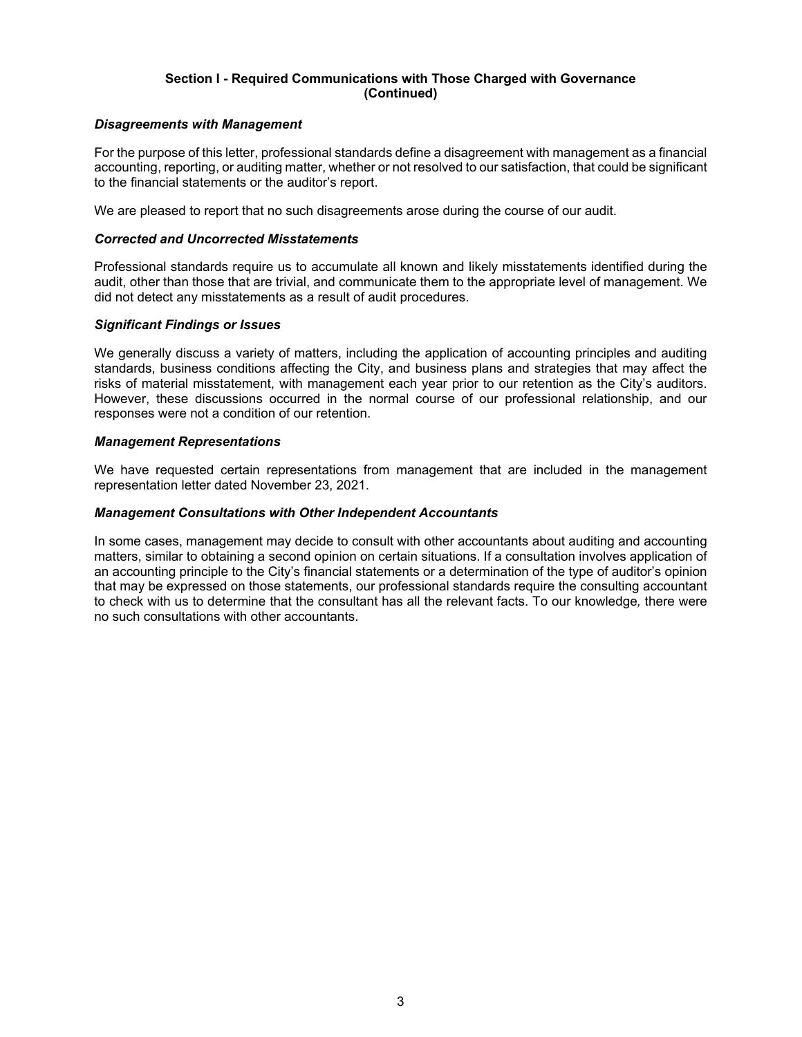## Section I - Required Communications with Those Charged with Governance (Continued)

### *Disagreements with Management*

For the purpose of this letter, professional standards define a disagreement with management as a financial accounting, reporting, or auditing matter, whether or not resolved to our satisfaction, that could be significant to the financial statements or the auditor's report.

We are pleased to report that no such disagreements arose during the course of our audit.

### *Corrected and Uncorrected Misstatements*

Professional standards require us to accumulate all known and likely misstatements identified during the audit, other than those that are trivial, and communicate them to the appropriate level of management. We did not detect any misstatements as a result of audit procedures.

### *Significant Findings or Issues*

We generally discuss a variety of matters, including the application of accounting principles and auditing standards, business conditions affecting the City, and business plans and strategies that may affect the risks of material misstatement, with management each year prior to our retention as the City's auditors. However, these discussions occurred in the normal course of our professional relationship, and our responses were not a condition of our retention.

### *Management Representations*

We have requested certain representations from management that are included in the management representation letter dated November 23, 2021.

### *Management Consultations with Other Independent Accountants*

In some cases, management may decide to consult with other accountants about auditing and accounting matters, similar to obtaining a second opinion on certain situations. If a consultation involves application of an accounting principle to the City's financial statements or a determination of the type of auditor's opinion that may be expressed on those statements, our professional standards require the consulting accountant to check with us to determine that the consultant has all the relevant facts. To our knowledge, there were no such consultations with other accountants.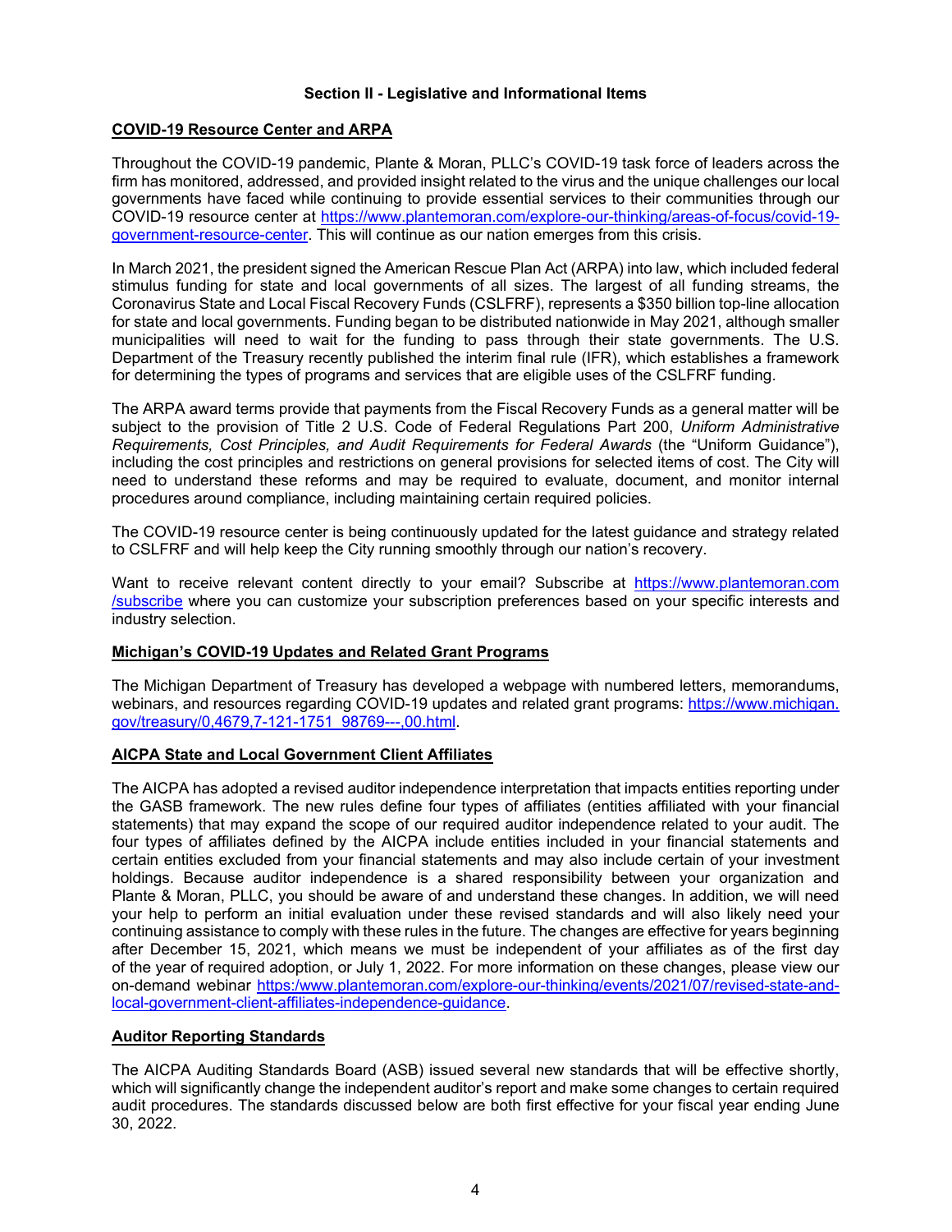## Section II - Legislative and Informational Items

### COVID-19 Resource Center and ARPA

Throughout the COVID-19 pandemic, Plante & Moran, PLLC's COVID-19 task force of leaders across the firm has monitored, addressed, and provided insight related to the virus and the unique challenges our local governments have faced while continuing to provide essential services to their communities through our COVID-19 resource center at https://www.plantemoran.com/explore-our-thinking/areas-of-focus/covid-19-government-resource-center. This will continue as our nation emerges from this crisis.

In March 2021, the president signed the American Rescue Plan Act (ARPA) into law, which included federal stimulus funding for state and local governments of all sizes. The largest of all funding streams, the Coronavirus State and Local Fiscal Recovery Funds (CSLFRF), represents a $350 billion top-line allocation for state and local governments. Funding began to be distributed nationwide in May 2021, although smaller municipalities will need to wait for the funding to pass through their state governments. The U.S. Department of the Treasury recently published the interim final rule (IFR), which establishes a framework for determining the types of programs and services that are eligible uses of the CSLFRF funding.

The ARPA award terms provide that payments from the Fiscal Recovery Funds as a general matter will be subject to the provision of Title 2 U.S. Code of Federal Regulations Part 200, *Uniform Administrative Requirements, Cost Principles, and Audit Requirements for Federal Awards* (the "Uniform Guidance"), including the cost principles and restrictions on general provisions for selected items of cost. The City will need to understand these reforms and may be required to evaluate, document, and monitor internal procedures around compliance, including maintaining certain required policies.

The COVID-19 resource center is being continuously updated for the latest guidance and strategy related to CSLFRF and will help keep the City running smoothly through our nation's recovery.

Want to receive relevant content directly to your email? Subscribe at https://www.plantemoran.com/subscribe where you can customize your subscription preferences based on your specific interests and industry selection.

### Michigan's COVID-19 Updates and Related Grant Programs

The Michigan Department of Treasury has developed a webpage with numbered letters, memorandums, webinars, and resources regarding COVID-19 updates and related grant programs: https://www.michigan.gov/treasury/0,4679,7-121-1751_98769---,00.html.

### AICPA State and Local Government Client Affiliates

The AICPA has adopted a revised auditor independence interpretation that impacts entities reporting under the GASB framework. The new rules define four types of affiliates (entities affiliated with your financial statements) that may expand the scope of our required auditor independence related to your audit. The four types of affiliates defined by the AICPA include entities included in your financial statements and certain entities excluded from your financial statements and may also include certain of your investment holdings. Because auditor independence is a shared responsibility between your organization and Plante & Moran, PLLC, you should be aware of and understand these changes. In addition, we will need your help to perform an initial evaluation under these revised standards and will also likely need your continuing assistance to comply with these rules in the future. The changes are effective for years beginning after December 15, 2021, which means we must be independent of your affiliates as of the first day of the year of required adoption, or July 1, 2022. For more information on these changes, please view our on-demand webinar https://www.plantemoran.com/explore-our-thinking/events/2021/07/revised-state-and-local-government-client-affiliates-independence-guidance.

### Auditor Reporting Standards

The AICPA Auditing Standards Board (ASB) issued several new standards that will be effective shortly, which will significantly change the independent auditor's report and make some changes to certain required audit procedures. The standards discussed below are both first effective for your fiscal year ending June 30, 2022.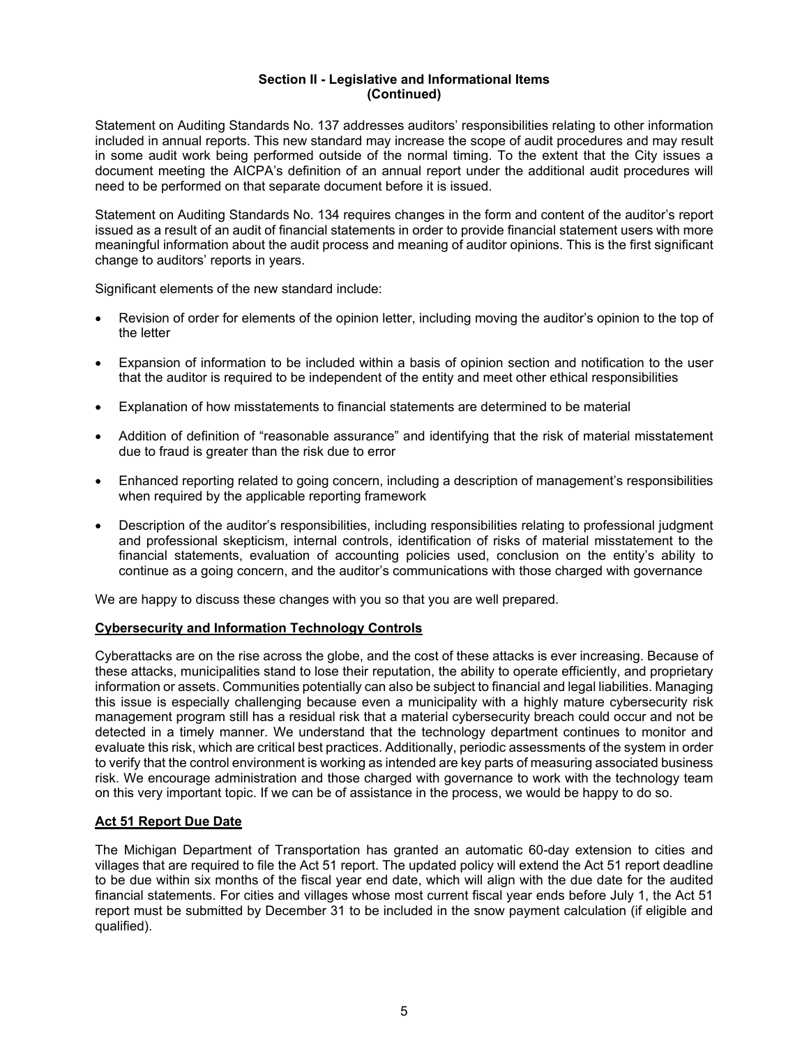## Section II - Legislative and Informational Items (Continued)

Statement on Auditing Standards No. 137 addresses auditors' responsibilities relating to other information included in annual reports. This new standard may increase the scope of audit procedures and may result in some audit work being performed outside of the normal timing. To the extent that the City issues a document meeting the AICPA's definition of an annual report under the additional audit procedures will need to be performed on that separate document before it is issued.

Statement on Auditing Standards No. 134 requires changes in the form and content of the auditor's report issued as a result of an audit of financial statements in order to provide financial statement users with more meaningful information about the audit process and meaning of auditor opinions. This is the first significant change to auditors' reports in years.

Significant elements of the new standard include:

- Revision of order for elements of the opinion letter, including moving the auditor's opinion to the top of the letter
- Expansion of information to be included within a basis of opinion section and notification to the user that the auditor is required to be independent of the entity and meet other ethical responsibilities
- Explanation of how misstatements to financial statements are determined to be material
- Addition of definition of "reasonable assurance" and identifying that the risk of material misstatement due to fraud is greater than the risk due to error
- Enhanced reporting related to going concern, including a description of management's responsibilities when required by the applicable reporting framework
- Description of the auditor's responsibilities, including responsibilities relating to professional judgment and professional skepticism, internal controls, identification of risks of material misstatement to the financial statements, evaluation of accounting policies used, conclusion on the entity's ability to continue as a going concern, and the auditor's communications with those charged with governance

We are happy to discuss these changes with you so that you are well prepared.

### Cybersecurity and Information Technology Controls

Cyberattacks are on the rise across the globe, and the cost of these attacks is ever increasing. Because of these attacks, municipalities stand to lose their reputation, the ability to operate efficiently, and proprietary information or assets. Communities potentially can also be subject to financial and legal liabilities. Managing this issue is especially challenging because even a municipality with a highly mature cybersecurity risk management program still has a residual risk that a material cybersecurity breach could occur and not be detected in a timely manner. We understand that the technology department continues to monitor and evaluate this risk, which are critical best practices. Additionally, periodic assessments of the system in order to verify that the control environment is working as intended are key parts of measuring associated business risk. We encourage administration and those charged with governance to work with the technology team on this very important topic. If we can be of assistance in the process, we would be happy to do so.

### Act 51 Report Due Date

The Michigan Department of Transportation has granted an automatic 60-day extension to cities and villages that are required to file the Act 51 report. The updated policy will extend the Act 51 report deadline to be due within six months of the fiscal year end date, which will align with the due date for the audited financial statements. For cities and villages whose most current fiscal year ends before July 1, the Act 51 report must be submitted by December 31 to be included in the snow payment calculation (if eligible and qualified).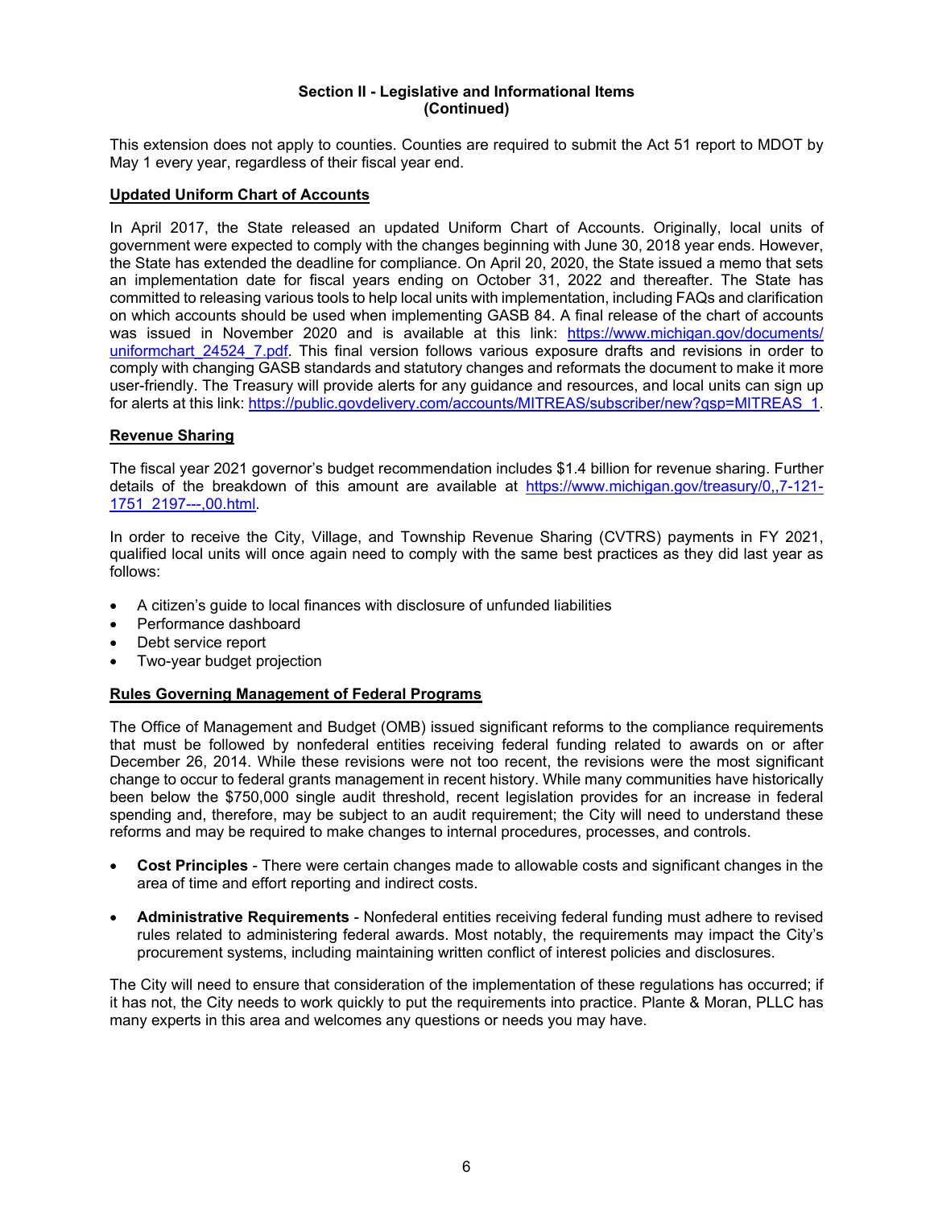### Section II - Legislative and Informational Items (Continued)

This extension does not apply to counties. Counties are required to submit the Act 51 report to MDOT by May 1 every year, regardless of their fiscal year end.

**Updated Uniform Chart of Accounts**

In April 2017, the State released an updated Uniform Chart of Accounts. Originally, local units of government were expected to comply with the changes beginning with June 30, 2018 year ends. However, the State has extended the deadline for compliance. On April 20, 2020, the State issued a memo that sets an implementation date for fiscal years ending on October 31, 2022 and thereafter. The State has committed to releasing various tools to help local units with implementation, including FAQs and clarification on which accounts should be used when implementing GASB 84. A final release of the chart of accounts was issued in November 2020 and is available at this link: https://www.michigan.gov/documents/uniformchart_24524_7.pdf. This final version follows various exposure drafts and revisions in order to comply with changing GASB standards and statutory changes and reformats the document to make it more user-friendly. The Treasury will provide alerts for any guidance and resources, and local units can sign up for alerts at this link: https://public.govdelivery.com/accounts/MITREAS/subscriber/new?qsp=MITREAS_1.

**Revenue Sharing**

The fiscal year 2021 governor's budget recommendation includes $1.4 billion for revenue sharing. Further details of the breakdown of this amount are available at https://www.michigan.gov/treasury/0,,7-121-1751_2197---,00.html.

In order to receive the City, Village, and Township Revenue Sharing (CVTRS) payments in FY 2021, qualified local units will once again need to comply with the same best practices as they did last year as follows:

- A citizen's guide to local finances with disclosure of unfunded liabilities
- Performance dashboard
- Debt service report
- Two-year budget projection

**Rules Governing Management of Federal Programs**

The Office of Management and Budget (OMB) issued significant reforms to the compliance requirements that must be followed by nonfederal entities receiving federal funding related to awards on or after December 26, 2014. While these revisions were not too recent, the revisions were the most significant change to occur to federal grants management in recent history. While many communities have historically been below the $750,000 single audit threshold, recent legislation provides for an increase in federal spending and, therefore, may be subject to an audit requirement; the City will need to understand these reforms and may be required to make changes to internal procedures, processes, and controls.

- **Cost Principles** - There were certain changes made to allowable costs and significant changes in the area of time and effort reporting and indirect costs.
- **Administrative Requirements** - Nonfederal entities receiving federal funding must adhere to revised rules related to administering federal awards. Most notably, the requirements may impact the City's procurement systems, including maintaining written conflict of interest policies and disclosures.

The City will need to ensure that consideration of the implementation of these regulations has occurred; if it has not, the City needs to work quickly to put the requirements into practice. Plante & Moran, PLLC has many experts in this area and welcomes any questions or needs you may have.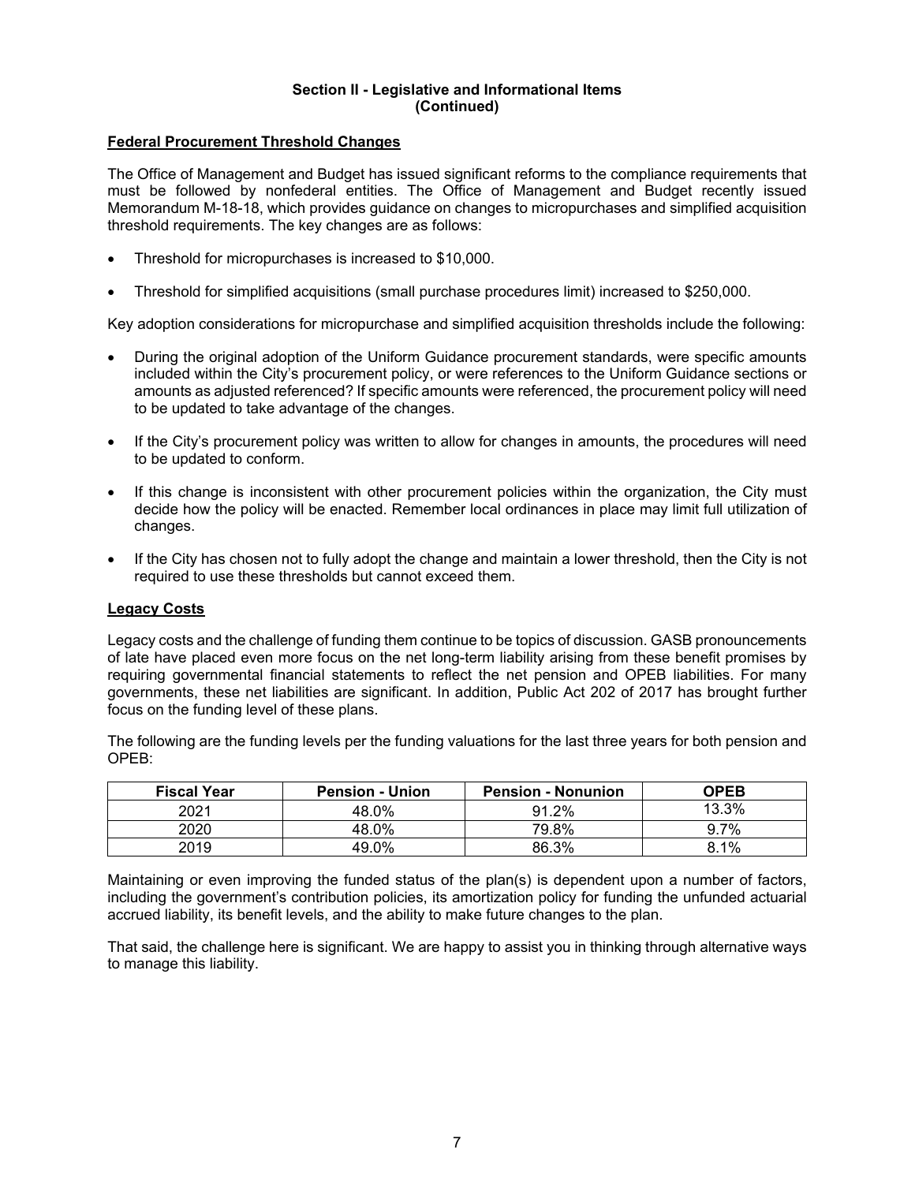**Section II - Legislative and Informational Items**
**(Continued)**

## Federal Procurement Threshold Changes

The Office of Management and Budget has issued significant reforms to the compliance requirements that must be followed by nonfederal entities. The Office of Management and Budget recently issued Memorandum M-18-18, which provides guidance on changes to micropurchases and simplified acquisition threshold requirements. The key changes are as follows:

- Threshold for micropurchases is increased to $10,000.
- Threshold for simplified acquisitions (small purchase procedures limit) increased to $250,000.

Key adoption considerations for micropurchase and simplified acquisition thresholds include the following:

- During the original adoption of the Uniform Guidance procurement standards, were specific amounts included within the City's procurement policy, or were references to the Uniform Guidance sections or amounts as adjusted referenced? If specific amounts were referenced, the procurement policy will need to be updated to take advantage of the changes.
- If the City's procurement policy was written to allow for changes in amounts, the procedures will need to be updated to conform.
- If this change is inconsistent with other procurement policies within the organization, the City must decide how the policy will be enacted. Remember local ordinances in place may limit full utilization of changes.
- If the City has chosen not to fully adopt the change and maintain a lower threshold, then the City is not required to use these thresholds but cannot exceed them.

## Legacy Costs

Legacy costs and the challenge of funding them continue to be topics of discussion. GASB pronouncements of late have placed even more focus on the net long-term liability arising from these benefit promises by requiring governmental financial statements to reflect the net pension and OPEB liabilities. For many governments, these net liabilities are significant. In addition, Public Act 202 of 2017 has brought further focus on the funding level of these plans.

The following are the funding levels per the funding valuations for the last three years for both pension and OPEB:

| Fiscal Year | Pension - Union | Pension - Nonunion | OPEB |
|---|---|---|---|
| 2021 | 48.0% | 91.2% | 13.3% |
| 2020 | 48.0% | 79.8% | 9.7% |
| 2019 | 49.0% | 86.3% | 8.1% |

Maintaining or even improving the funded status of the plan(s) is dependent upon a number of factors, including the government's contribution policies, its amortization policy for funding the unfunded actuarial accrued liability, its benefit levels, and the ability to make future changes to the plan.

That said, the challenge here is significant. We are happy to assist you in thinking through alternative ways to manage this liability.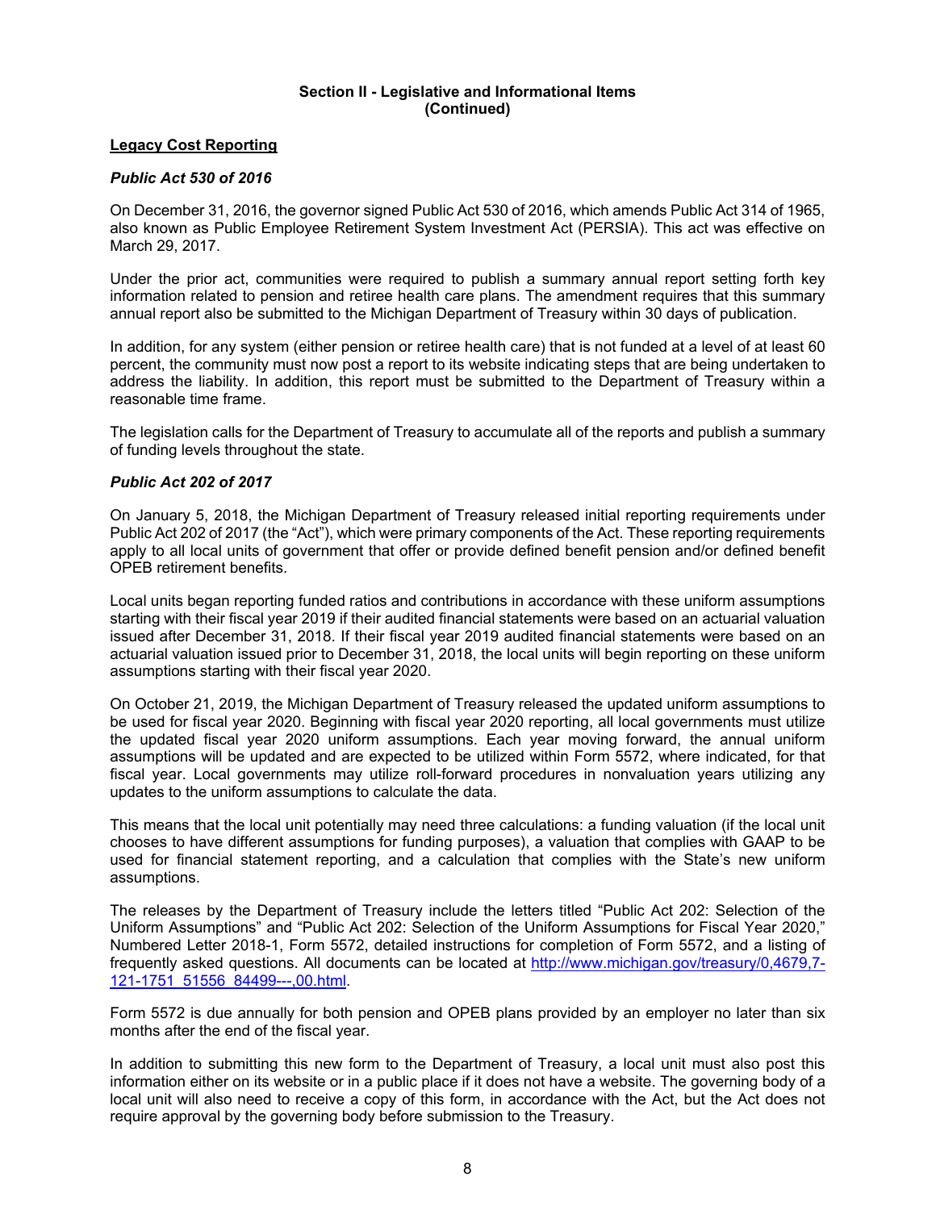## Section II - Legislative and Informational Items (Continued)

### Legacy Cost Reporting

#### *Public Act 530 of 2016*

On December 31, 2016, the governor signed Public Act 530 of 2016, which amends Public Act 314 of 1965, also known as Public Employee Retirement System Investment Act (PERSIA). This act was effective on March 29, 2017.

Under the prior act, communities were required to publish a summary annual report setting forth key information related to pension and retiree health care plans. The amendment requires that this summary annual report also be submitted to the Michigan Department of Treasury within 30 days of publication.

In addition, for any system (either pension or retiree health care) that is not funded at a level of at least 60 percent, the community must now post a report to its website indicating steps that are being undertaken to address the liability. In addition, this report must be submitted to the Department of Treasury within a reasonable time frame.

The legislation calls for the Department of Treasury to accumulate all of the reports and publish a summary of funding levels throughout the state.

#### *Public Act 202 of 2017*

On January 5, 2018, the Michigan Department of Treasury released initial reporting requirements under Public Act 202 of 2017 (the "Act"), which were primary components of the Act. These reporting requirements apply to all local units of government that offer or provide defined benefit pension and/or defined benefit OPEB retirement benefits.

Local units began reporting funded ratios and contributions in accordance with these uniform assumptions starting with their fiscal year 2019 if their audited financial statements were based on an actuarial valuation issued after December 31, 2018. If their fiscal year 2019 audited financial statements were based on an actuarial valuation issued prior to December 31, 2018, the local units will begin reporting on these uniform assumptions starting with their fiscal year 2020.

On October 21, 2019, the Michigan Department of Treasury released the updated uniform assumptions to be used for fiscal year 2020. Beginning with fiscal year 2020 reporting, all local governments must utilize the updated fiscal year 2020 uniform assumptions. Each year moving forward, the annual uniform assumptions will be updated and are expected to be utilized within Form 5572, where indicated, for that fiscal year. Local governments may utilize roll-forward procedures in nonvaluation years utilizing any updates to the uniform assumptions to calculate the data.

This means that the local unit potentially may need three calculations: a funding valuation (if the local unit chooses to have different assumptions for funding purposes), a valuation that complies with GAAP to be used for financial statement reporting, and a calculation that complies with the State's new uniform assumptions.

The releases by the Department of Treasury include the letters titled "Public Act 202: Selection of the Uniform Assumptions" and "Public Act 202: Selection of the Uniform Assumptions for Fiscal Year 2020," Numbered Letter 2018-1, Form 5572, detailed instructions for completion of Form 5572, and a listing of frequently asked questions. All documents can be located at [http://www.michigan.gov/treasury/0,4679,7-121-1751_51556_84499---,00.html](http://www.michigan.gov/treasury/0,4679,7-121-1751_51556_84499---,00.html).

Form 5572 is due annually for both pension and OPEB plans provided by an employer no later than six months after the end of the fiscal year.

In addition to submitting this new form to the Department of Treasury, a local unit must also post this information either on its website or in a public place if it does not have a website. The governing body of a local unit will also need to receive a copy of this form, in accordance with the Act, but the Act does not require approval by the governing body before submission to the Treasury.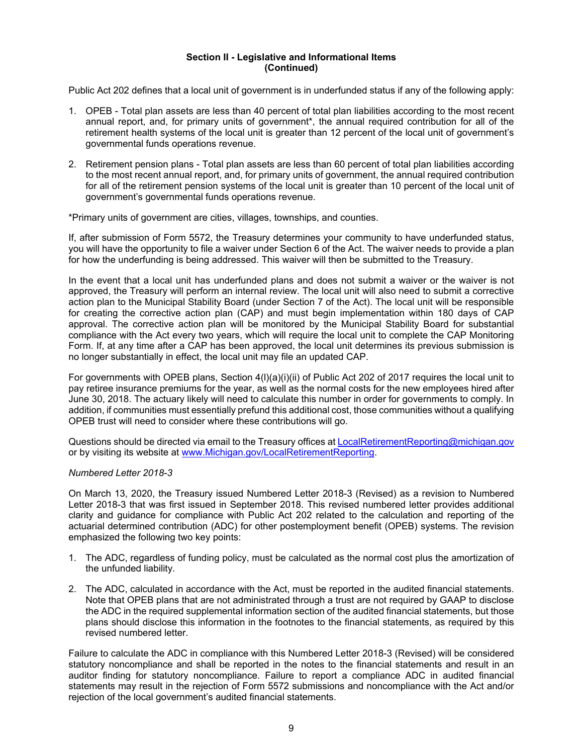**Section II - Legislative and Informational Items (Continued)**

Public Act 202 defines that a local unit of government is in underfunded status if any of the following apply:

1. OPEB - Total plan assets are less than 40 percent of total plan liabilities according to the most recent annual report, and, for primary units of government*, the annual required contribution for all of the retirement health systems of the local unit is greater than 12 percent of the local unit of government's governmental funds operations revenue.

2. Retirement pension plans - Total plan assets are less than 60 percent of total plan liabilities according to the most recent annual report, and, for primary units of government, the annual required contribution for all of the retirement pension systems of the local unit is greater than 10 percent of the local unit of government's governmental funds operations revenue.

*Primary units of government are cities, villages, townships, and counties.

If, after submission of Form 5572, the Treasury determines your community to have underfunded status, you will have the opportunity to file a waiver under Section 6 of the Act. The waiver needs to provide a plan for how the underfunding is being addressed. This waiver will then be submitted to the Treasury.

In the event that a local unit has underfunded plans and does not submit a waiver or the waiver is not approved, the Treasury will perform an internal review. The local unit will also need to submit a corrective action plan to the Municipal Stability Board (under Section 7 of the Act). The local unit will be responsible for creating the corrective action plan (CAP) and must begin implementation within 180 days of CAP approval. The corrective action plan will be monitored by the Municipal Stability Board for substantial compliance with the Act every two years, which will require the local unit to complete the CAP Monitoring Form. If, at any time after a CAP has been approved, the local unit determines its previous submission is no longer substantially in effect, the local unit may file an updated CAP.

For governments with OPEB plans, Section 4(l)(a)(i)(ii) of Public Act 202 of 2017 requires the local unit to pay retiree insurance premiums for the year, as well as the normal costs for the new employees hired after June 30, 2018. The actuary likely will need to calculate this number in order for governments to comply. In addition, if communities must essentially prefund this additional cost, those communities without a qualifying OPEB trust will need to consider where these contributions will go.

Questions should be directed via email to the Treasury offices at LocalRetirementReporting@michigan.gov or by visiting its website at www.Michigan.gov/LocalRetirementReporting.

*Numbered Letter 2018-3*

On March 13, 2020, the Treasury issued Numbered Letter 2018-3 (Revised) as a revision to Numbered Letter 2018-3 that was first issued in September 2018. This revised numbered letter provides additional clarity and guidance for compliance with Public Act 202 related to the calculation and reporting of the actuarial determined contribution (ADC) for other postemployment benefit (OPEB) systems. The revision emphasized the following two key points:

1. The ADC, regardless of funding policy, must be calculated as the normal cost plus the amortization of the unfunded liability.

2. The ADC, calculated in accordance with the Act, must be reported in the audited financial statements. Note that OPEB plans that are not administrated through a trust are not required by GAAP to disclose the ADC in the required supplemental information section of the audited financial statements, but those plans should disclose this information in the footnotes to the financial statements, as required by this revised numbered letter.

Failure to calculate the ADC in compliance with this Numbered Letter 2018-3 (Revised) will be considered statutory noncompliance and shall be reported in the notes to the financial statements and result in an auditor finding for statutory noncompliance. Failure to report a compliance ADC in audited financial statements may result in the rejection of Form 5572 submissions and noncompliance with the Act and/or rejection of the local government's audited financial statements.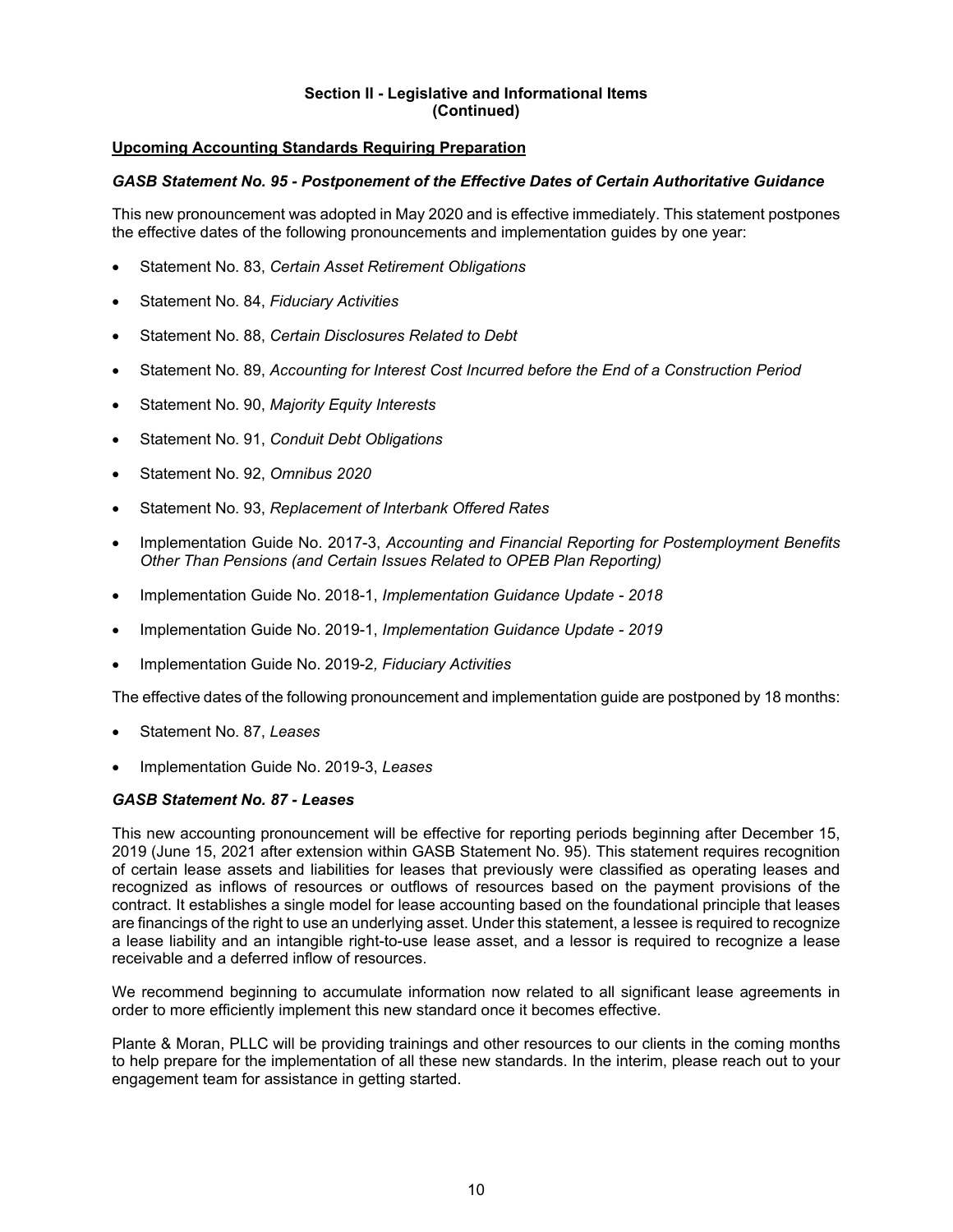## Section II - Legislative and Informational Items (Continued)

### Upcoming Accounting Standards Requiring Preparation

#### *GASB Statement No. 95 - Postponement of the Effective Dates of Certain Authoritative Guidance*

This new pronouncement was adopted in May 2020 and is effective immediately. This statement postpones the effective dates of the following pronouncements and implementation guides by one year:

- Statement No. 83, *Certain Asset Retirement Obligations*
- Statement No. 84, *Fiduciary Activities*
- Statement No. 88, *Certain Disclosures Related to Debt*
- Statement No. 89, *Accounting for Interest Cost Incurred before the End of a Construction Period*
- Statement No. 90, *Majority Equity Interests*
- Statement No. 91, *Conduit Debt Obligations*
- Statement No. 92, *Omnibus 2020*
- Statement No. 93, *Replacement of Interbank Offered Rates*
- Implementation Guide No. 2017-3, *Accounting and Financial Reporting for Postemployment Benefits Other Than Pensions (and Certain Issues Related to OPEB Plan Reporting)*
- Implementation Guide No. 2018-1, *Implementation Guidance Update - 2018*
- Implementation Guide No. 2019-1, *Implementation Guidance Update - 2019*
- Implementation Guide No. 2019-2*, Fiduciary Activities*

The effective dates of the following pronouncement and implementation guide are postponed by 18 months:

- Statement No. 87, *Leases*
- Implementation Guide No. 2019-3, *Leases*

#### *GASB Statement No. 87 - Leases*

This new accounting pronouncement will be effective for reporting periods beginning after December 15, 2019 (June 15, 2021 after extension within GASB Statement No. 95). This statement requires recognition of certain lease assets and liabilities for leases that previously were classified as operating leases and recognized as inflows of resources or outflows of resources based on the payment provisions of the contract. It establishes a single model for lease accounting based on the foundational principle that leases are financings of the right to use an underlying asset. Under this statement, a lessee is required to recognize a lease liability and an intangible right-to-use lease asset, and a lessor is required to recognize a lease receivable and a deferred inflow of resources.

We recommend beginning to accumulate information now related to all significant lease agreements in order to more efficiently implement this new standard once it becomes effective.

Plante & Moran, PLLC will be providing trainings and other resources to our clients in the coming months to help prepare for the implementation of all these new standards. In the interim, please reach out to your engagement team for assistance in getting started.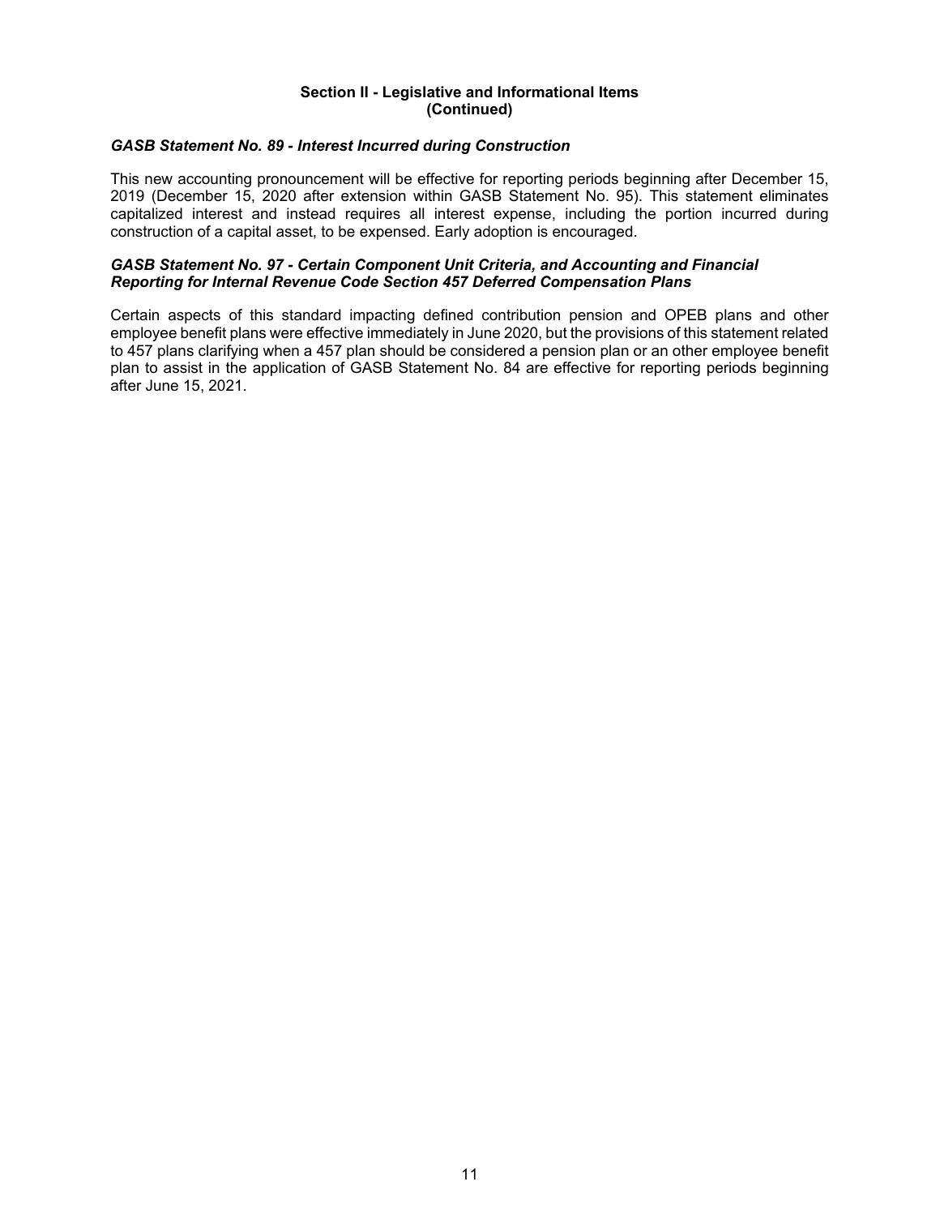## Section II - Legislative and Informational Items (Continued)

### *GASB Statement No. 89 - Interest Incurred during Construction*

This new accounting pronouncement will be effective for reporting periods beginning after December 15, 2019 (December 15, 2020 after extension within GASB Statement No. 95). This statement eliminates capitalized interest and instead requires all interest expense, including the portion incurred during construction of a capital asset, to be expensed. Early adoption is encouraged.

### *GASB Statement No. 97 - Certain Component Unit Criteria, and Accounting and Financial Reporting for Internal Revenue Code Section 457 Deferred Compensation Plans*

Certain aspects of this standard impacting defined contribution pension and OPEB plans and other employee benefit plans were effective immediately in June 2020, but the provisions of this statement related to 457 plans clarifying when a 457 plan should be considered a pension plan or an other employee benefit plan to assist in the application of GASB Statement No. 84 are effective for reporting periods beginning after June 15, 2021.